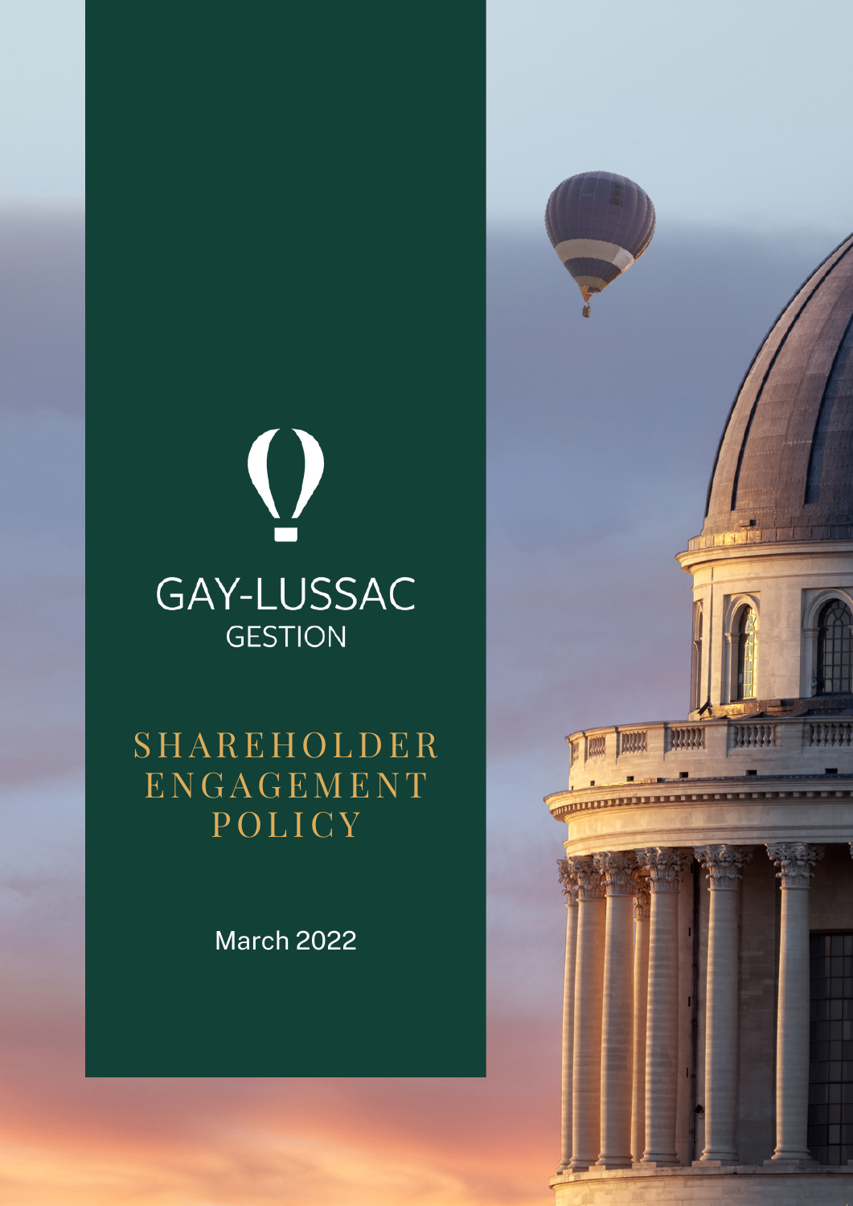GAY-LUSSAC

GESTION

# SHAREHOLDER ENGAGEMENT POLICY

March 2022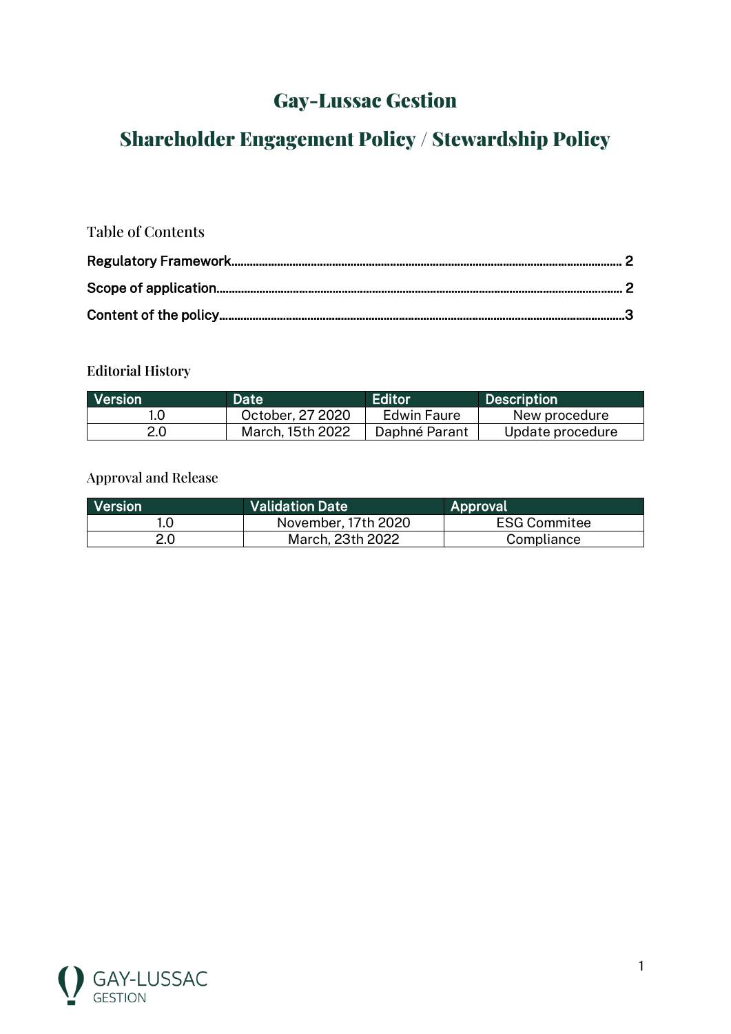# Gay-Lussac Gestion

# Shareholder Engagement Policy / Stewardship Policy

Table of Contents

Regulatory Framework............................................................................................................................ 2

Scope of application.................................................................................................................................. 2

Content of the policy..................................................................................................................................3

Editorial History

| Version | Date | Editor | Description |
|---|---|---|---|
| 1.0 | October, 27 2020 | Edwin Faure | New procedure |
| 2.0 | March, 15th 2022 | Daphné Parant | Update procedure |

Approval and Release

| Version | Validation Date | Approval |
|---|---|---|
| 1.0 | November, 17th 2020 | ESG Commitee |
| 2.0 | March, 23th 2022 | Compliance |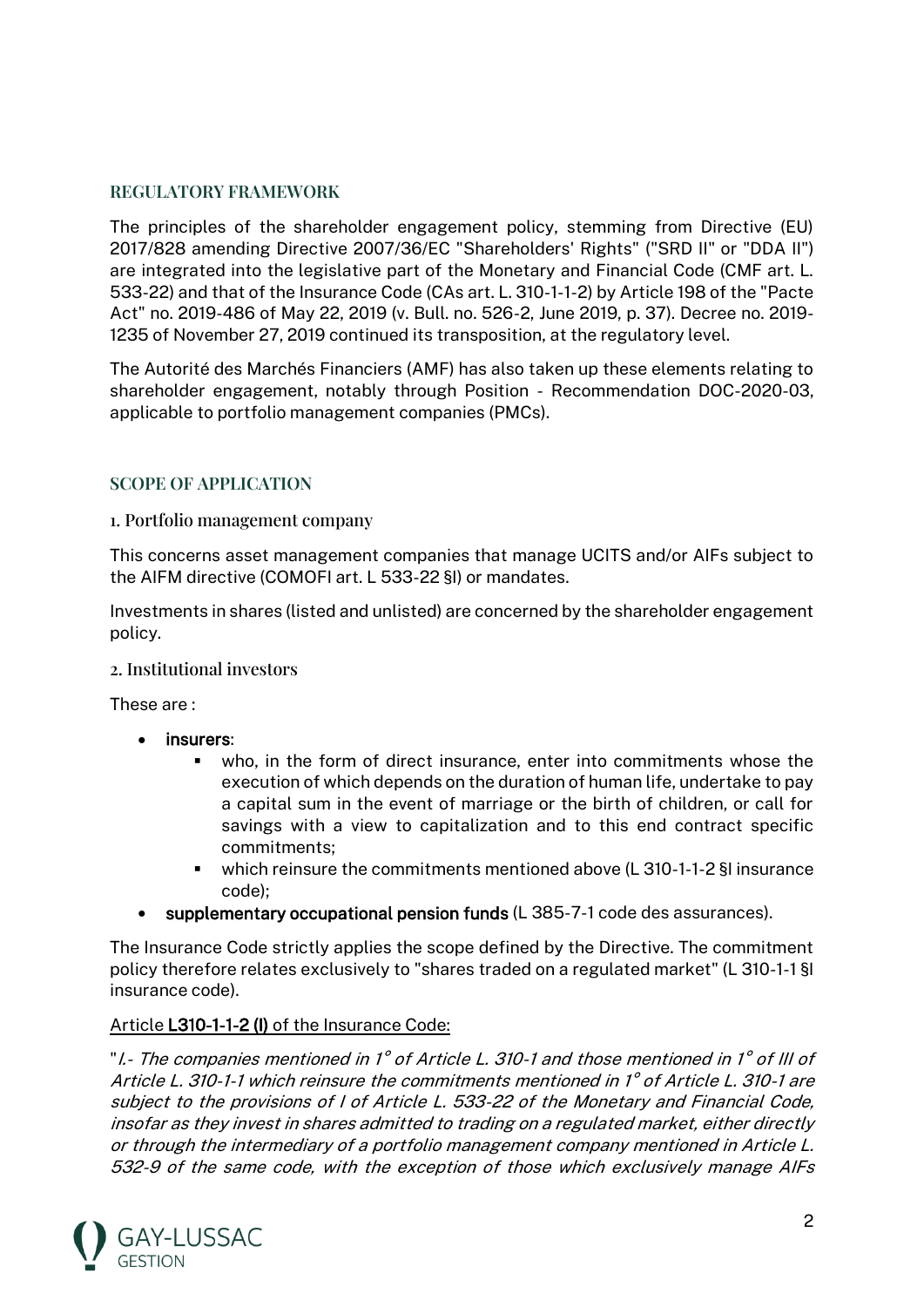## REGULATORY FRAMEWORK

The principles of the shareholder engagement policy, stemming from Directive (EU) 2017/828 amending Directive 2007/36/EC "Shareholders' Rights" ("SRD II" or "DDA II") are integrated into the legislative part of the Monetary and Financial Code (CMF art. L. 533-22) and that of the Insurance Code (CAs art. L. 310-1-1-2) by Article 198 of the "Pacte Act" no. 2019-486 of May 22, 2019 (v. Bull. no. 526-2, June 2019, p. 37). Decree no. 2019-1235 of November 27, 2019 continued its transposition, at the regulatory level.

The Autorité des Marchés Financiers (AMF) has also taken up these elements relating to shareholder engagement, notably through Position - Recommendation DOC-2020-03, applicable to portfolio management companies (PMCs).

## SCOPE OF APPLICATION

### 1. Portfolio management company

This concerns asset management companies that manage UCITS and/or AIFs subject to the AIFM directive (COMOFI art. L 533-22 §I) or mandates.

Investments in shares (listed and unlisted) are concerned by the shareholder engagement policy.

### 2. Institutional investors

These are :

- **insurers**:
  - who, in the form of direct insurance, enter into commitments whose the execution of which depends on the duration of human life, undertake to pay a capital sum in the event of marriage or the birth of children, or call for savings with a view to capitalization and to this end contract specific commitments;
  - which reinsure the commitments mentioned above (L 310-1-1-2 §I insurance code);
- **supplementary occupational pension funds** (L 385-7-1 code des assurances).

The Insurance Code strictly applies the scope defined by the Directive. The commitment policy therefore relates exclusively to "shares traded on a regulated market" (L 310-1-1 §I insurance code).

<u>Article **L310-1-1-2 (I)** of the Insurance Code:</u>

"*I.- The companies mentioned in 1° of Article L. 310-1 and those mentioned in 1° of III of Article L. 310-1-1 which reinsure the commitments mentioned in 1° of Article L. 310-1 are subject to the provisions of I of Article L. 533-22 of the Monetary and Financial Code, insofar as they invest in shares admitted to trading on a regulated market, either directly or through the intermediary of a portfolio management company mentioned in Article L. 532-9 of the same code, with the exception of those which exclusively manage AIFs*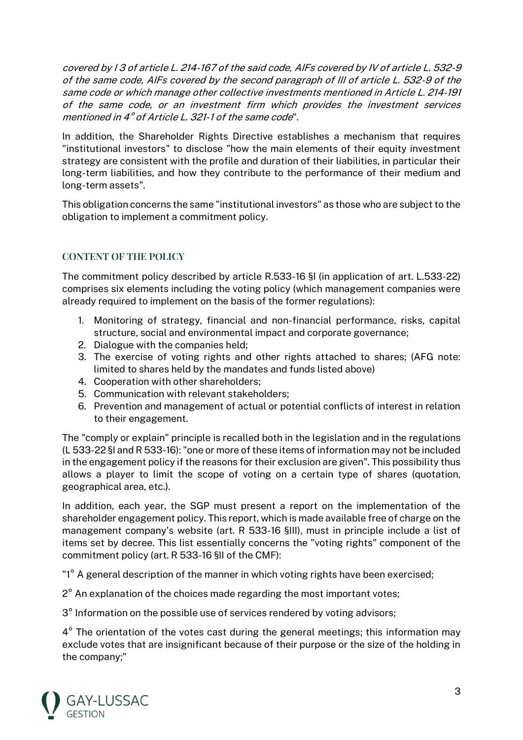*covered by I 3 of article L. 214-167 of the said code, AIFs covered by IV of article L. 532-9 of the same code, AIFs covered by the second paragraph of III of article L. 532-9 of the same code or which manage other collective investments mentioned in Article L. 214-191 of the same code, or an investment firm which provides the investment services mentioned in 4° of Article L. 321-1 of the same code*".

In addition, the Shareholder Rights Directive establishes a mechanism that requires "institutional investors" to disclose "how the main elements of their equity investment strategy are consistent with the profile and duration of their liabilities, in particular their long-term liabilities, and how they contribute to the performance of their medium and long-term assets".

This obligation concerns the same "institutional investors" as those who are subject to the obligation to implement a commitment policy.

## CONTENT OF THE POLICY

The commitment policy described by article R.533-16 §I (in application of art. L.533-22) comprises six elements including the voting policy (which management companies were already required to implement on the basis of the former regulations):

1. Monitoring of strategy, financial and non-financial performance, risks, capital structure, social and environmental impact and corporate governance;
2. Dialogue with the companies held;
3. The exercise of voting rights and other rights attached to shares; (AFG note: limited to shares held by the mandates and funds listed above)
4. Cooperation with other shareholders;
5. Communication with relevant stakeholders;
6. Prevention and management of actual or potential conflicts of interest in relation to their engagement.

The "comply or explain" principle is recalled both in the legislation and in the regulations (L 533-22 §I and R 533-16): "one or more of these items of information may not be included in the engagement policy if the reasons for their exclusion are given". This possibility thus allows a player to limit the scope of voting on a certain type of shares (quotation, geographical area, etc.).

In addition, each year, the SGP must present a report on the implementation of the shareholder engagement policy. This report, which is made available free of charge on the management company's website (art. R 533-16 §III), must in principle include a list of items set by decree. This list essentially concerns the "voting rights" component of the commitment policy (art. R 533-16 §II of the CMF):

"1° A general description of the manner in which voting rights have been exercised;

2° An explanation of the choices made regarding the most important votes;

3° Information on the possible use of services rendered by voting advisors;

4° The orientation of the votes cast during the general meetings; this information may exclude votes that are insignificant because of their purpose or the size of the holding in the company;"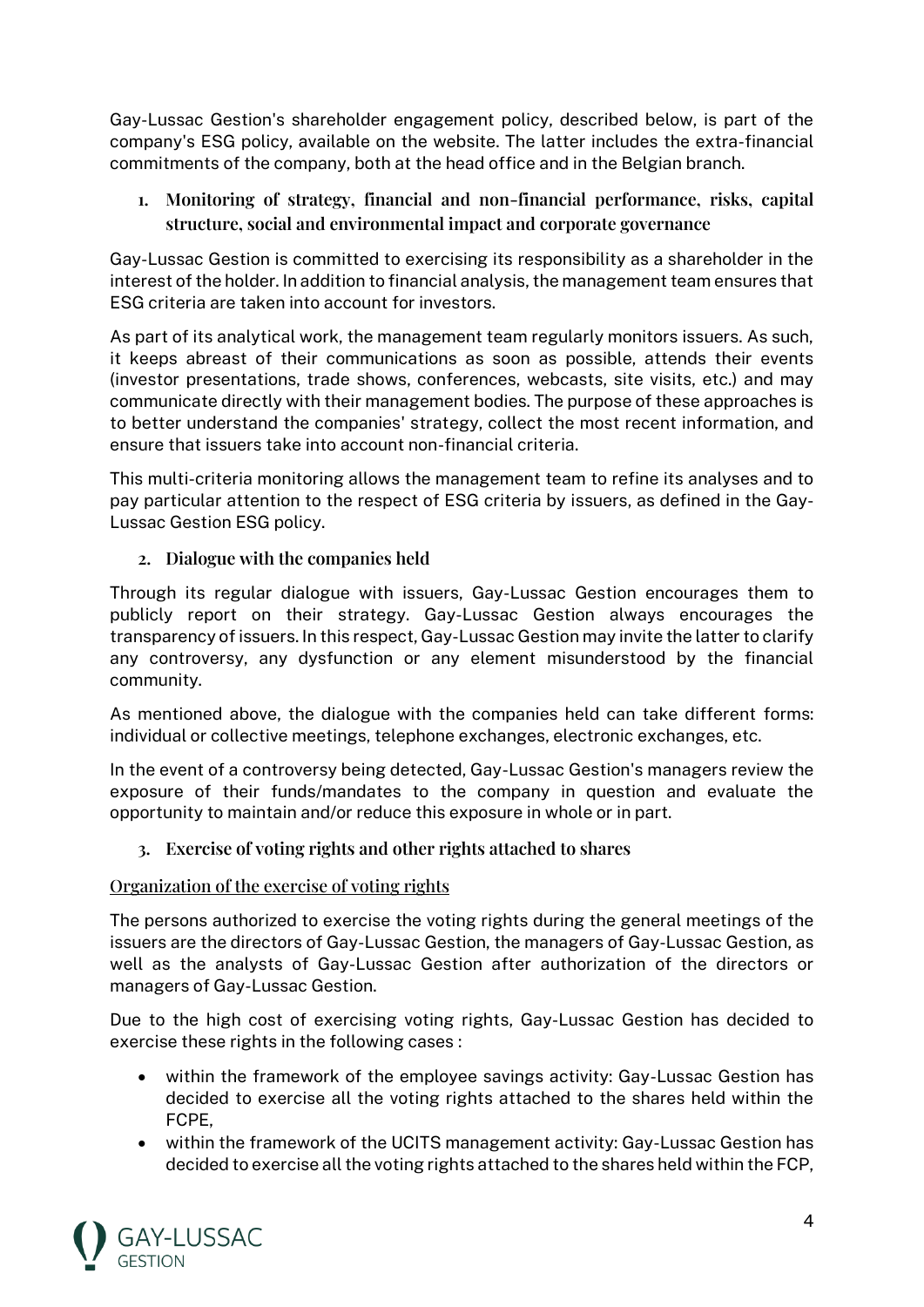Gay-Lussac Gestion's shareholder engagement policy, described below, is part of the company's ESG policy, available on the website. The latter includes the extra-financial commitments of the company, both at the head office and in the Belgian branch.

## 1. Monitoring of strategy, financial and non-financial performance, risks, capital structure, social and environmental impact and corporate governance

Gay-Lussac Gestion is committed to exercising its responsibility as a shareholder in the interest of the holder. In addition to financial analysis, the management team ensures that ESG criteria are taken into account for investors.

As part of its analytical work, the management team regularly monitors issuers. As such, it keeps abreast of their communications as soon as possible, attends their events (investor presentations, trade shows, conferences, webcasts, site visits, etc.) and may communicate directly with their management bodies. The purpose of these approaches is to better understand the companies' strategy, collect the most recent information, and ensure that issuers take into account non-financial criteria.

This multi-criteria monitoring allows the management team to refine its analyses and to pay particular attention to the respect of ESG criteria by issuers, as defined in the Gay-Lussac Gestion ESG policy.

## 2. Dialogue with the companies held

Through its regular dialogue with issuers, Gay-Lussac Gestion encourages them to publicly report on their strategy. Gay-Lussac Gestion always encourages the transparency of issuers. In this respect, Gay-Lussac Gestion may invite the latter to clarify any controversy, any dysfunction or any element misunderstood by the financial community.

As mentioned above, the dialogue with the companies held can take different forms: individual or collective meetings, telephone exchanges, electronic exchanges, etc.

In the event of a controversy being detected, Gay-Lussac Gestion's managers review the exposure of their funds/mandates to the company in question and evaluate the opportunity to maintain and/or reduce this exposure in whole or in part.

## 3. Exercise of voting rights and other rights attached to shares

### Organization of the exercise of voting rights

The persons authorized to exercise the voting rights during the general meetings of the issuers are the directors of Gay-Lussac Gestion, the managers of Gay-Lussac Gestion, as well as the analysts of Gay-Lussac Gestion after authorization of the directors or managers of Gay-Lussac Gestion.

Due to the high cost of exercising voting rights, Gay-Lussac Gestion has decided to exercise these rights in the following cases :

- within the framework of the employee savings activity: Gay-Lussac Gestion has decided to exercise all the voting rights attached to the shares held within the FCPE,
- within the framework of the UCITS management activity: Gay-Lussac Gestion has decided to exercise all the voting rights attached to the shares held within the FCP,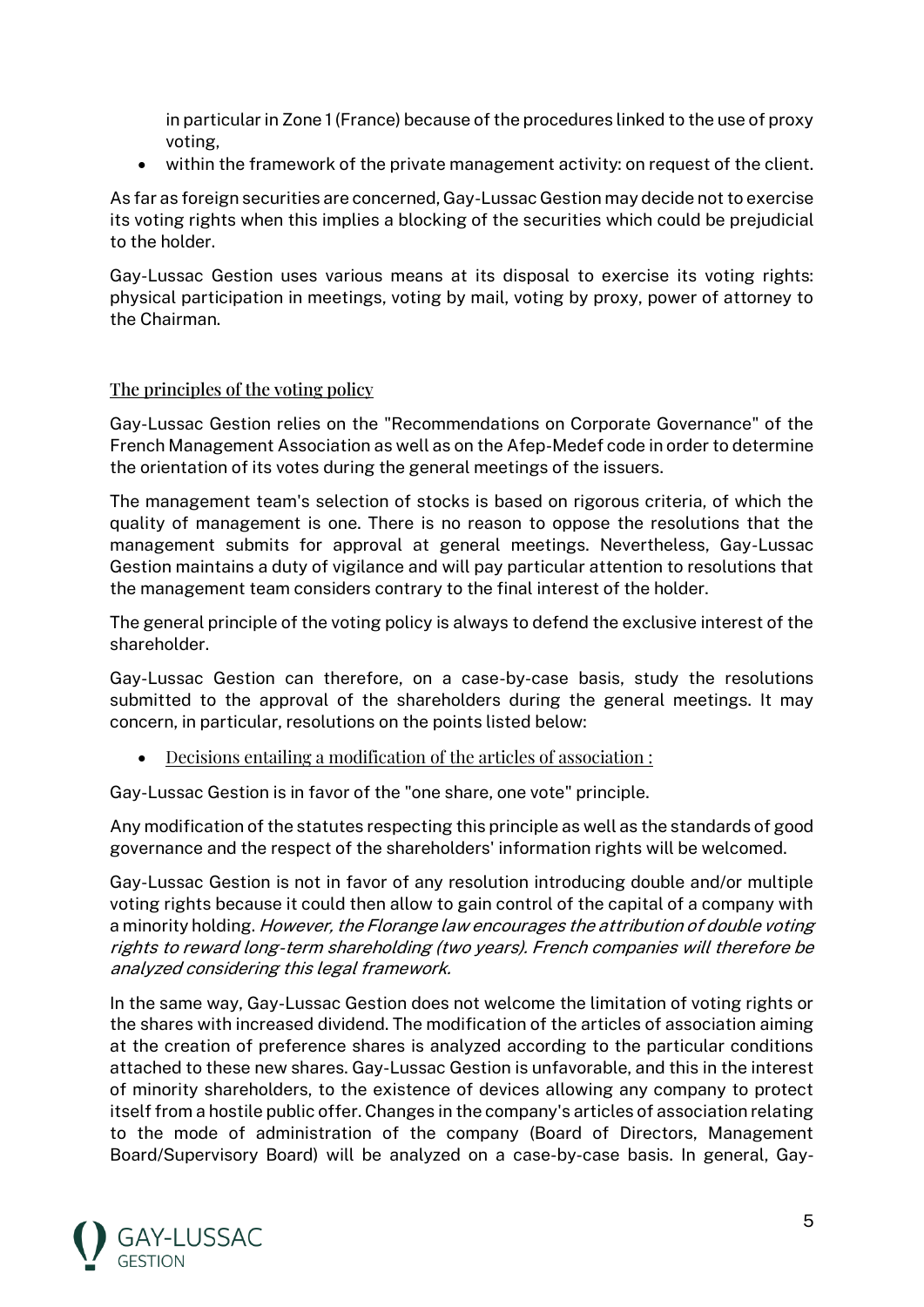in particular in Zone 1 (France) because of the procedures linked to the use of proxy voting,

- within the framework of the private management activity: on request of the client.

As far as foreign securities are concerned, Gay-Lussac Gestion may decide not to exercise its voting rights when this implies a blocking of the securities which could be prejudicial to the holder.

Gay-Lussac Gestion uses various means at its disposal to exercise its voting rights: physical participation in meetings, voting by mail, voting by proxy, power of attorney to the Chairman.

### The principles of the voting policy

Gay-Lussac Gestion relies on the "Recommendations on Corporate Governance" of the French Management Association as well as on the Afep-Medef code in order to determine the orientation of its votes during the general meetings of the issuers.

The management team's selection of stocks is based on rigorous criteria, of which the quality of management is one. There is no reason to oppose the resolutions that the management submits for approval at general meetings. Nevertheless, Gay-Lussac Gestion maintains a duty of vigilance and will pay particular attention to resolutions that the management team considers contrary to the final interest of the holder.

The general principle of the voting policy is always to defend the exclusive interest of the shareholder.

Gay-Lussac Gestion can therefore, on a case-by-case basis, study the resolutions submitted to the approval of the shareholders during the general meetings. It may concern, in particular, resolutions on the points listed below:

- Decisions entailing a modification of the articles of association :

Gay-Lussac Gestion is in favor of the "one share, one vote" principle.

Any modification of the statutes respecting this principle as well as the standards of good governance and the respect of the shareholders' information rights will be welcomed.

Gay-Lussac Gestion is not in favor of any resolution introducing double and/or multiple voting rights because it could then allow to gain control of the capital of a company with a minority holding. *However, the Florange law encourages the attribution of double voting rights to reward long-term shareholding (two years). French companies will therefore be analyzed considering this legal framework.*

In the same way, Gay-Lussac Gestion does not welcome the limitation of voting rights or the shares with increased dividend. The modification of the articles of association aiming at the creation of preference shares is analyzed according to the particular conditions attached to these new shares. Gay-Lussac Gestion is unfavorable, and this in the interest of minority shareholders, to the existence of devices allowing any company to protect itself from a hostile public offer. Changes in the company's articles of association relating to the mode of administration of the company (Board of Directors, Management Board/Supervisory Board) will be analyzed on a case-by-case basis. In general, Gay-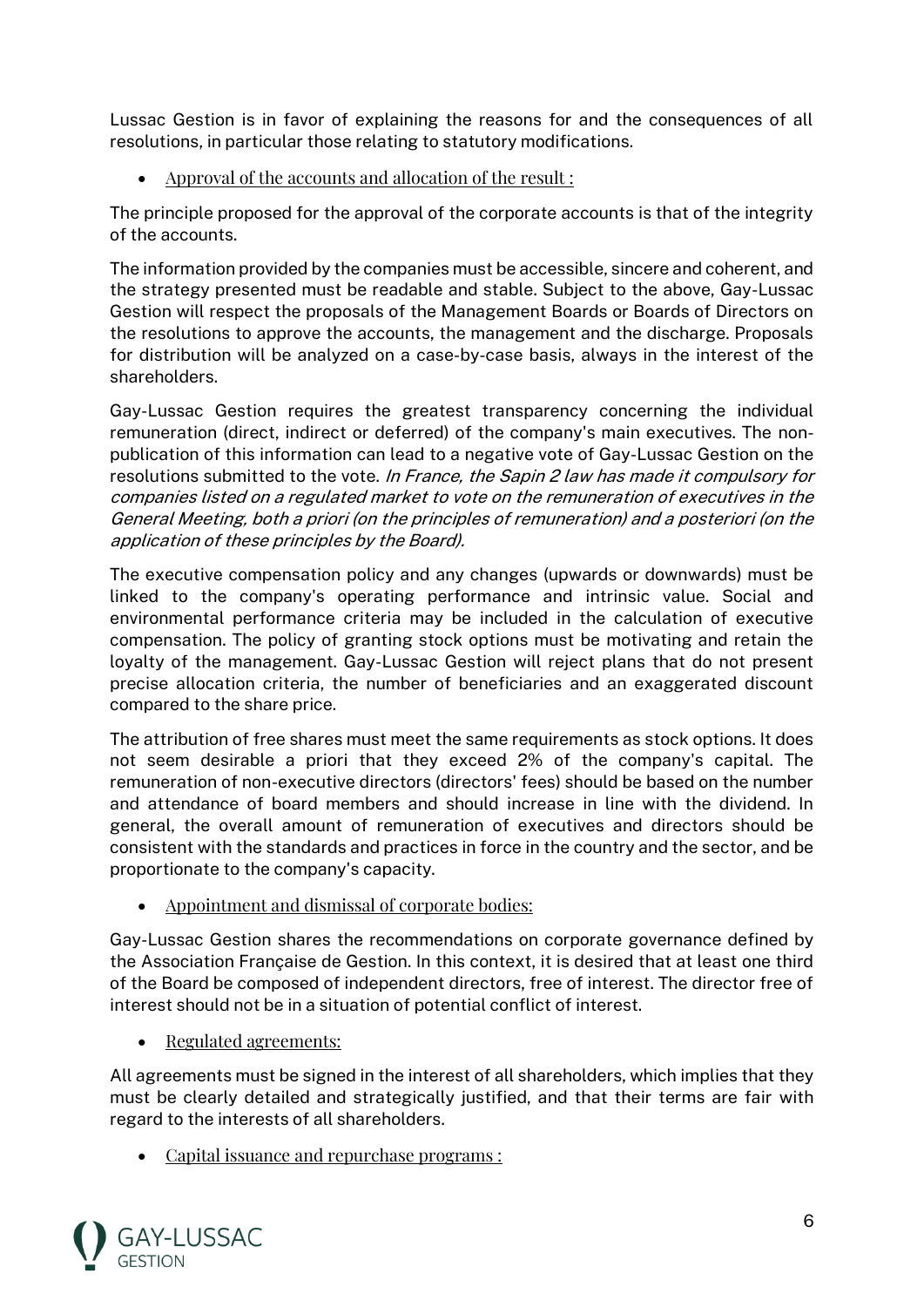Lussac Gestion is in favor of explaining the reasons for and the consequences of all resolutions, in particular those relating to statutory modifications.

- Approval of the accounts and allocation of the result :

The principle proposed for the approval of the corporate accounts is that of the integrity of the accounts.

The information provided by the companies must be accessible, sincere and coherent, and the strategy presented must be readable and stable. Subject to the above, Gay-Lussac Gestion will respect the proposals of the Management Boards or Boards of Directors on the resolutions to approve the accounts, the management and the discharge. Proposals for distribution will be analyzed on a case-by-case basis, always in the interest of the shareholders.

Gay-Lussac Gestion requires the greatest transparency concerning the individual remuneration (direct, indirect or deferred) of the company's main executives. The non-publication of this information can lead to a negative vote of Gay-Lussac Gestion on the resolutions submitted to the vote. *In France, the Sapin 2 law has made it compulsory for companies listed on a regulated market to vote on the remuneration of executives in the General Meeting, both a priori (on the principles of remuneration) and a posteriori (on the application of these principles by the Board).*

The executive compensation policy and any changes (upwards or downwards) must be linked to the company's operating performance and intrinsic value. Social and environmental performance criteria may be included in the calculation of executive compensation. The policy of granting stock options must be motivating and retain the loyalty of the management. Gay-Lussac Gestion will reject plans that do not present precise allocation criteria, the number of beneficiaries and an exaggerated discount compared to the share price.

The attribution of free shares must meet the same requirements as stock options. It does not seem desirable a priori that they exceed 2% of the company's capital. The remuneration of non-executive directors (directors' fees) should be based on the number and attendance of board members and should increase in line with the dividend. In general, the overall amount of remuneration of executives and directors should be consistent with the standards and practices in force in the country and the sector, and be proportionate to the company's capacity.

- Appointment and dismissal of corporate bodies:

Gay-Lussac Gestion shares the recommendations on corporate governance defined by the Association Française de Gestion. In this context, it is desired that at least one third of the Board be composed of independent directors, free of interest. The director free of interest should not be in a situation of potential conflict of interest.

- Regulated agreements:

All agreements must be signed in the interest of all shareholders, which implies that they must be clearly detailed and strategically justified, and that their terms are fair with regard to the interests of all shareholders.

- Capital issuance and repurchase programs :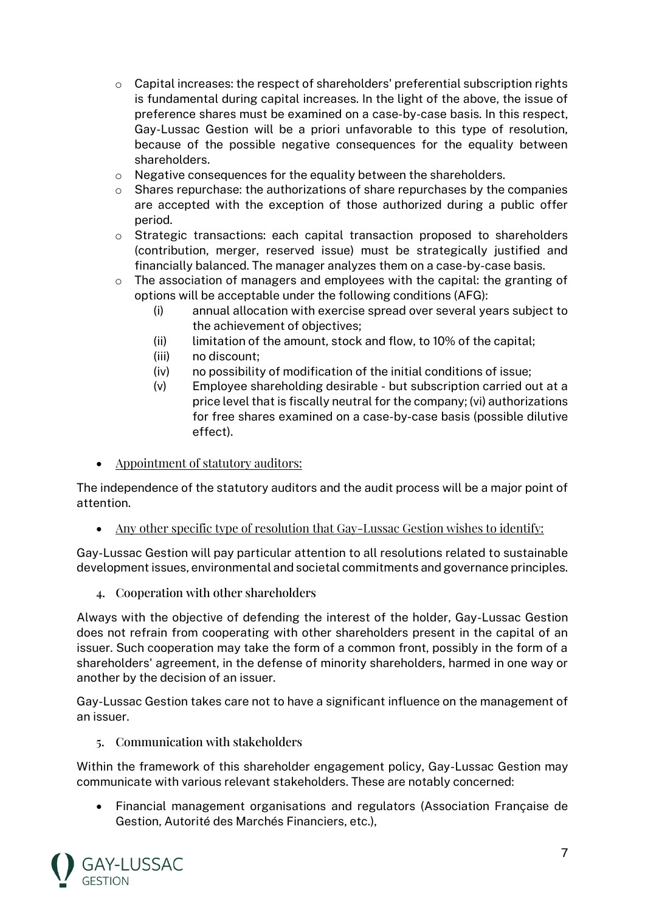- Capital increases: the respect of shareholders' preferential subscription rights is fundamental during capital increases. In the light of the above, the issue of preference shares must be examined on a case-by-case basis. In this respect, Gay-Lussac Gestion will be a priori unfavorable to this type of resolution, because of the possible negative consequences for the equality between shareholders.
- Negative consequences for the equality between the shareholders.
- Shares repurchase: the authorizations of share repurchases by the companies are accepted with the exception of those authorized during a public offer period.
- Strategic transactions: each capital transaction proposed to shareholders (contribution, merger, reserved issue) must be strategically justified and financially balanced. The manager analyzes them on a case-by-case basis.
- The association of managers and employees with the capital: the granting of options will be acceptable under the following conditions (AFG):
  - (i) annual allocation with exercise spread over several years subject to the achievement of objectives;
  - (ii) limitation of the amount, stock and flow, to 10% of the capital;
  - (iii) no discount;
  - (iv) no possibility of modification of the initial conditions of issue;
  - (v) Employee shareholding desirable - but subscription carried out at a price level that is fiscally neutral for the company; (vi) authorizations for free shares examined on a case-by-case basis (possible dilutive effect).

- Appointment of statutory auditors:

The independence of the statutory auditors and the audit process will be a major point of attention.

- Any other specific type of resolution that Gay-Lussac Gestion wishes to identify:

Gay-Lussac Gestion will pay particular attention to all resolutions related to sustainable development issues, environmental and societal commitments and governance principles.

## 4. Cooperation with other shareholders

Always with the objective of defending the interest of the holder, Gay-Lussac Gestion does not refrain from cooperating with other shareholders present in the capital of an issuer. Such cooperation may take the form of a common front, possibly in the form of a shareholders' agreement, in the defense of minority shareholders, harmed in one way or another by the decision of an issuer.

Gay-Lussac Gestion takes care not to have a significant influence on the management of an issuer.

## 5. Communication with stakeholders

Within the framework of this shareholder engagement policy, Gay-Lussac Gestion may communicate with various relevant stakeholders. These are notably concerned:

- Financial management organisations and regulators (Association Française de Gestion, Autorité des Marchés Financiers, etc.),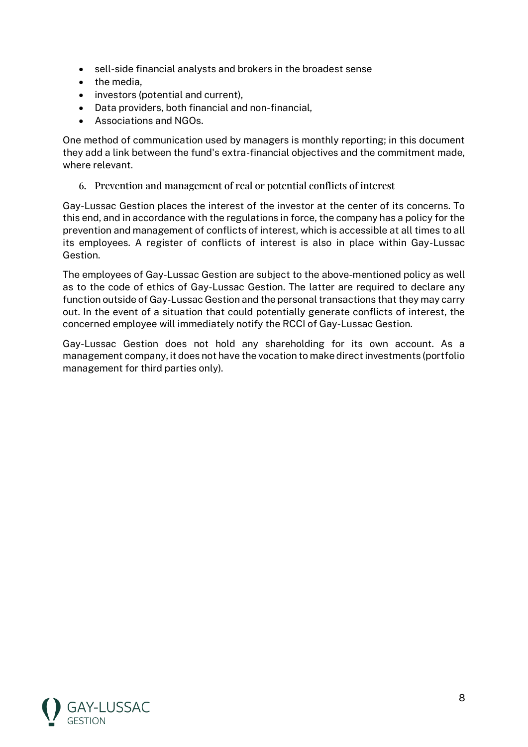- sell-side financial analysts and brokers in the broadest sense
- the media,
- investors (potential and current),
- Data providers, both financial and non-financial,
- Associations and NGOs.

One method of communication used by managers is monthly reporting; in this document they add a link between the fund's extra-financial objectives and the commitment made, where relevant.

## 6. Prevention and management of real or potential conflicts of interest

Gay-Lussac Gestion places the interest of the investor at the center of its concerns. To this end, and in accordance with the regulations in force, the company has a policy for the prevention and management of conflicts of interest, which is accessible at all times to all its employees. A register of conflicts of interest is also in place within Gay-Lussac Gestion.

The employees of Gay-Lussac Gestion are subject to the above-mentioned policy as well as to the code of ethics of Gay-Lussac Gestion. The latter are required to declare any function outside of Gay-Lussac Gestion and the personal transactions that they may carry out. In the event of a situation that could potentially generate conflicts of interest, the concerned employee will immediately notify the RCCI of Gay-Lussac Gestion.

Gay-Lussac Gestion does not hold any shareholding for its own account. As a management company, it does not have the vocation to make direct investments (portfolio management for third parties only).